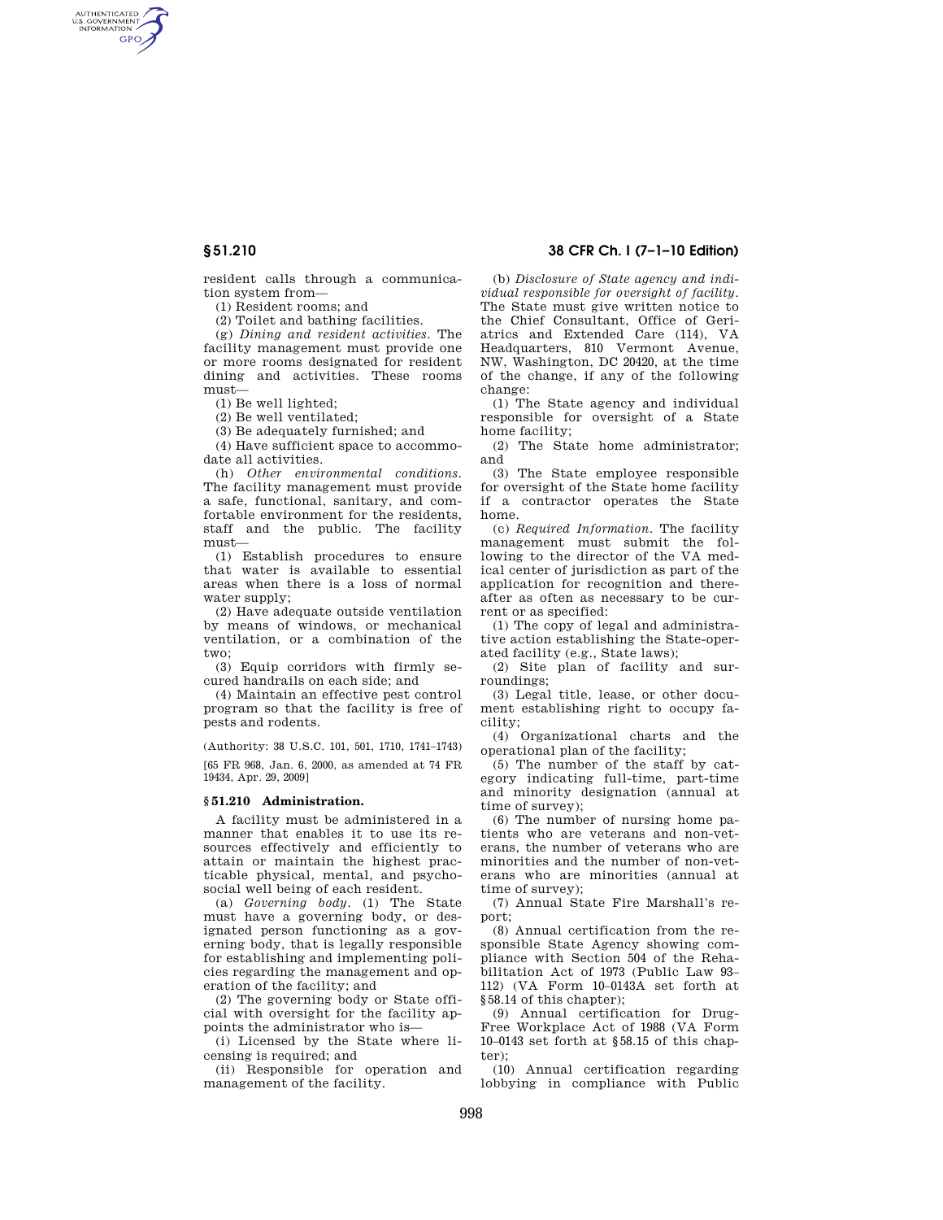resident calls through a communication system from—

(1) Resident rooms; and

(2) Toilet and bathing facilities.

(g) *Dining and resident activities.* The facility management must provide one or more rooms designated for resident dining and activities. These rooms must—

(1) Be well lighted;

(2) Be well ventilated;

(3) Be adequately furnished; and

(4) Have sufficient space to accommodate all activities.

(h) *Other environmental conditions.* The facility management must provide a safe, functional, sanitary, and comfortable environment for the residents, staff and the public. The facility must—

(1) Establish procedures to ensure that water is available to essential areas when there is a loss of normal water supply;

(2) Have adequate outside ventilation by means of windows, or mechanical ventilation, or a combination of the two;

(3) Equip corridors with firmly secured handrails on each side; and

(4) Maintain an effective pest control program so that the facility is free of pests and rodents.

(Authority: 38 U.S.C. 101, 501, 1710, 1741–1743)

[65 FR 968, Jan. 6, 2000, as amended at 74 FR 19434, Apr. 29, 2009]

## § 51.210 Administration.

A facility must be administered in a manner that enables it to use its resources effectively and efficiently to attain or maintain the highest practicable physical, mental, and psychosocial well being of each resident.

(a) *Governing body.* (1) The State must have a governing body, or designated person functioning as a governing body, that is legally responsible for establishing and implementing policies regarding the management and operation of the facility; and

(2) The governing body or State official with oversight for the facility appoints the administrator who is—

(i) Licensed by the State where licensing is required; and

(ii) Responsible for operation and management of the facility.

(b) *Disclosure of State agency and individual responsible for oversight of facility.* The State must give written notice to the Chief Consultant, Office of Geriatrics and Extended Care (114), VA Headquarters, 810 Vermont Avenue, NW, Washington, DC 20420, at the time of the change, if any of the following change:

(1) The State agency and individual responsible for oversight of a State home facility;

(2) The State home administrator; and

(3) The State employee responsible for oversight of the State home facility if a contractor operates the State home.

(c) *Required Information.* The facility management must submit the following to the director of the VA medical center of jurisdiction as part of the application for recognition and thereafter as often as necessary to be current or as specified:

(1) The copy of legal and administrative action establishing the State-operated facility (e.g., State laws);

(2) Site plan of facility and surroundings;

(3) Legal title, lease, or other document establishing right to occupy facility;

(4) Organizational charts and the operational plan of the facility;

(5) The number of the staff by category indicating full-time, part-time and minority designation (annual at time of survey);

(6) The number of nursing home patients who are veterans and non-veterans, the number of veterans who are minorities and the number of non-veterans who are minorities (annual at time of survey);

(7) Annual State Fire Marshall's report;

(8) Annual certification from the responsible State Agency showing compliance with Section 504 of the Rehabilitation Act of 1973 (Public Law 93–112) (VA Form 10–0143A set forth at §58.14 of this chapter);

(9) Annual certification for Drug-Free Workplace Act of 1988 (VA Form 10–0143 set forth at §58.15 of this chapter);

(10) Annual certification regarding lobbying in compliance with Public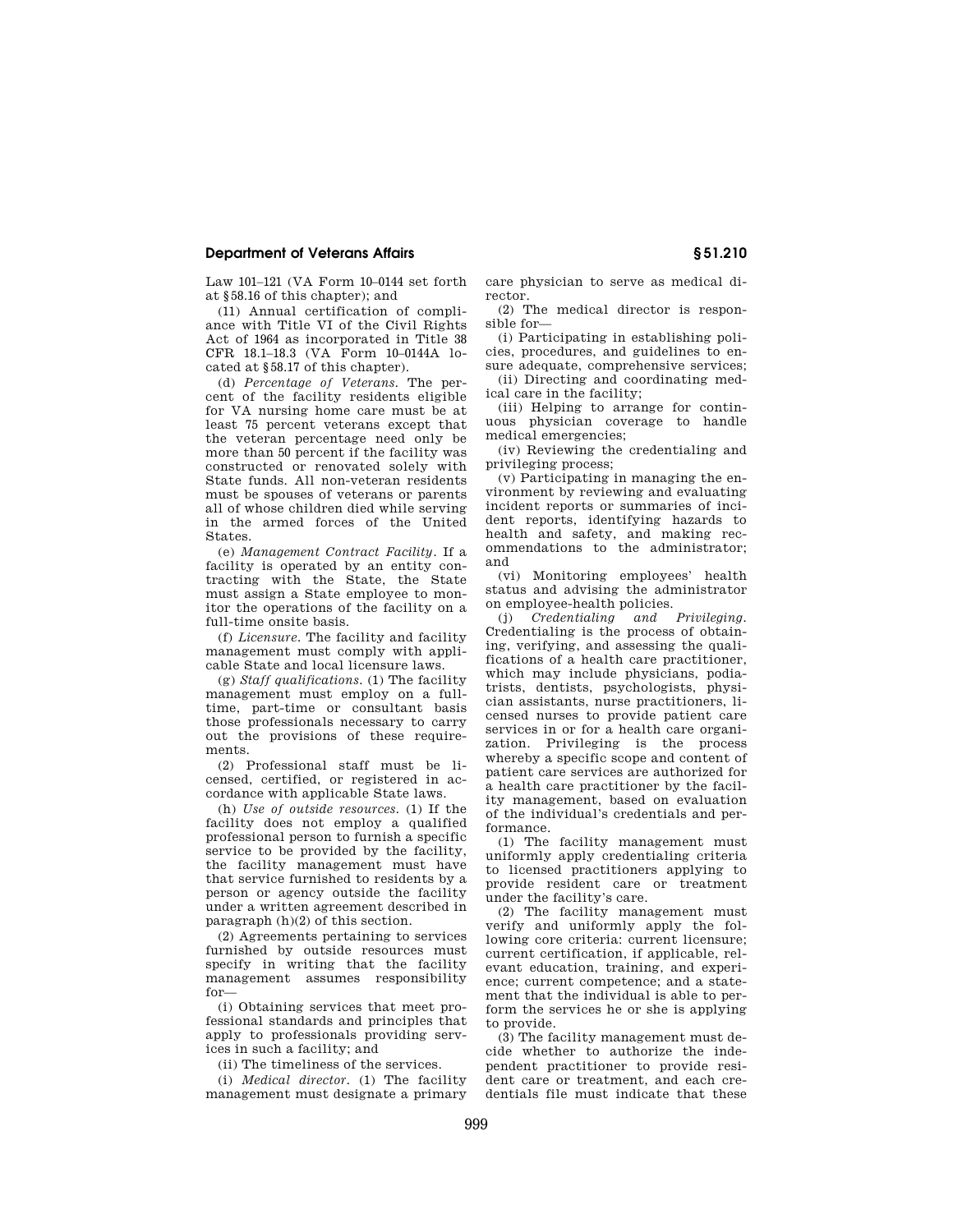Law 101–121 (VA Form 10–0144 set forth at §58.16 of this chapter); and

(11) Annual certification of compliance with Title VI of the Civil Rights Act of 1964 as incorporated in Title 38 CFR 18.1–18.3 (VA Form 10–0144A located at §58.17 of this chapter).

(d) *Percentage of Veterans.* The percent of the facility residents eligible for VA nursing home care must be at least 75 percent veterans except that the veteran percentage need only be more than 50 percent if the facility was constructed or renovated solely with State funds. All non-veteran residents must be spouses of veterans or parents all of whose children died while serving in the armed forces of the United States.

(e) *Management Contract Facility.* If a facility is operated by an entity contracting with the State, the State must assign a State employee to monitor the operations of the facility on a full-time onsite basis.

(f) *Licensure.* The facility and facility management must comply with applicable State and local licensure laws.

(g) *Staff qualifications.* (1) The facility management must employ on a full-time, part-time or consultant basis those professionals necessary to carry out the provisions of these requirements.

(2) Professional staff must be licensed, certified, or registered in accordance with applicable State laws.

(h) *Use of outside resources.* (1) If the facility does not employ a qualified professional person to furnish a specific service to be provided by the facility, the facility management must have that service furnished to residents by a person or agency outside the facility under a written agreement described in paragraph (h)(2) of this section.

(2) Agreements pertaining to services furnished by outside resources must specify in writing that the facility management assumes responsibility for—

(i) Obtaining services that meet professional standards and principles that apply to professionals providing services in such a facility; and

(ii) The timeliness of the services.

(i) *Medical director.* (1) The facility management must designate a primary care physician to serve as medical director.

(2) The medical director is responsible for—

(i) Participating in establishing policies, procedures, and guidelines to ensure adequate, comprehensive services;

(ii) Directing and coordinating medical care in the facility;

(iii) Helping to arrange for continuous physician coverage to handle medical emergencies;

(iv) Reviewing the credentialing and privileging process;

(v) Participating in managing the environment by reviewing and evaluating incident reports or summaries of incident reports, identifying hazards to health and safety, and making recommendations to the administrator; and

(vi) Monitoring employees' health status and advising the administrator on employee-health policies.

(j) *Credentialing and Privileging.* Credentialing is the process of obtaining, verifying, and assessing the qualifications of a health care practitioner, which may include physicians, podiatrists, dentists, psychologists, physician assistants, nurse practitioners, licensed nurses to provide patient care services in or for a health care organization. Privileging is the process whereby a specific scope and content of patient care services are authorized for a health care practitioner by the facility management, based on evaluation of the individual's credentials and performance.

(1) The facility management must uniformly apply credentialing criteria to licensed practitioners applying to provide resident care or treatment under the facility's care.

(2) The facility management must verify and uniformly apply the following core criteria: current licensure; current certification, if applicable, relevant education, training, and experience; current competence; and a statement that the individual is able to perform the services he or she is applying to provide.

(3) The facility management must decide whether to authorize the independent practitioner to provide resident care or treatment, and each credentials file must indicate that these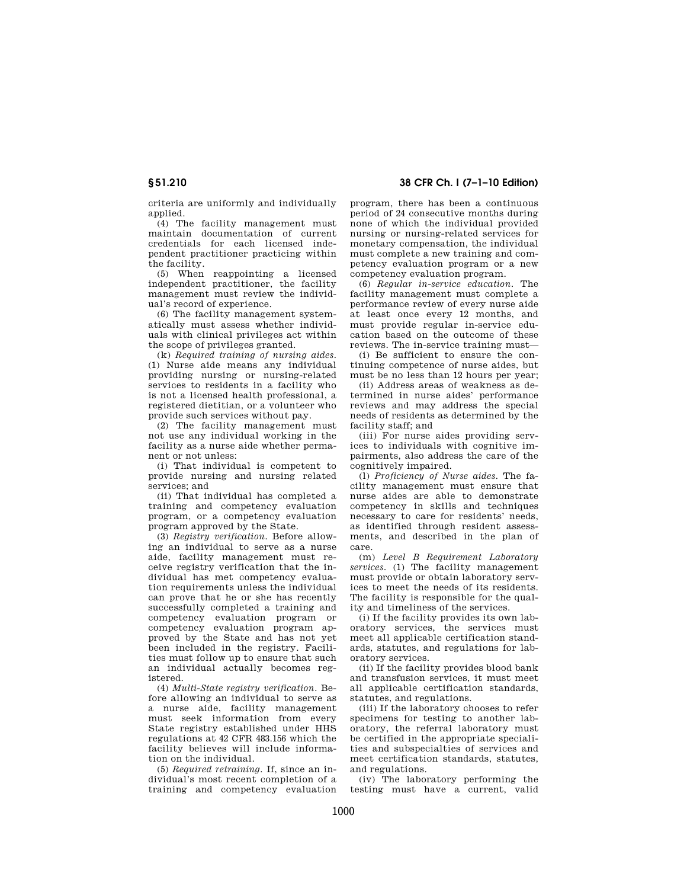criteria are uniformly and individually applied.

(4) The facility management must maintain documentation of current credentials for each licensed independent practitioner practicing within the facility.

(5) When reappointing a licensed independent practitioner, the facility management must review the individual's record of experience.

(6) The facility management systematically must assess whether individuals with clinical privileges act within the scope of privileges granted.

(k) *Required training of nursing aides.* (1) Nurse aide means any individual providing nursing or nursing-related services to residents in a facility who is not a licensed health professional, a registered dietitian, or a volunteer who provide such services without pay.

(2) The facility management must not use any individual working in the facility as a nurse aide whether permanent or not unless:

(i) That individual is competent to provide nursing and nursing related services; and

(ii) That individual has completed a training and competency evaluation program, or a competency evaluation program approved by the State.

(3) *Registry verification.* Before allowing an individual to serve as a nurse aide, facility management must receive registry verification that the individual has met competency evaluation requirements unless the individual can prove that he or she has recently successfully completed a training and competency evaluation program or competency evaluation program approved by the State and has not yet been included in the registry. Facilities must follow up to ensure that such an individual actually becomes registered.

(4) *Multi-State registry verification.* Before allowing an individual to serve as a nurse aide, facility management must seek information from every State registry established under HHS regulations at 42 CFR 483.156 which the facility believes will include information on the individual.

(5) *Required retraining.* If, since an individual's most recent completion of a training and competency evaluation program, there has been a continuous period of 24 consecutive months during none of which the individual provided nursing or nursing-related services for monetary compensation, the individual must complete a new training and competency evaluation program or a new competency evaluation program.

(6) *Regular in-service education.* The facility management must complete a performance review of every nurse aide at least once every 12 months, and must provide regular in-service education based on the outcome of these reviews. The in-service training must—

(i) Be sufficient to ensure the continuing competence of nurse aides, but must be no less than 12 hours per year;

(ii) Address areas of weakness as determined in nurse aides' performance reviews and may address the special needs of residents as determined by the facility staff; and

(iii) For nurse aides providing services to individuals with cognitive impairments, also address the care of the cognitively impaired.

(l) *Proficiency of Nurse aides.* The facility management must ensure that nurse aides are able to demonstrate competency in skills and techniques necessary to care for residents' needs, as identified through resident assessments, and described in the plan of care.

(m) *Level B Requirement Laboratory services.* (1) The facility management must provide or obtain laboratory services to meet the needs of its residents. The facility is responsible for the quality and timeliness of the services.

(i) If the facility provides its own laboratory services, the services must meet all applicable certification standards, statutes, and regulations for laboratory services.

(ii) If the facility provides blood bank and transfusion services, it must meet all applicable certification standards, statutes, and regulations.

(iii) If the laboratory chooses to refer specimens for testing to another laboratory, the referral laboratory must be certified in the appropriate specialities and subspecialties of services and meet certification standards, statutes, and regulations.

(iv) The laboratory performing the testing must have a current, valid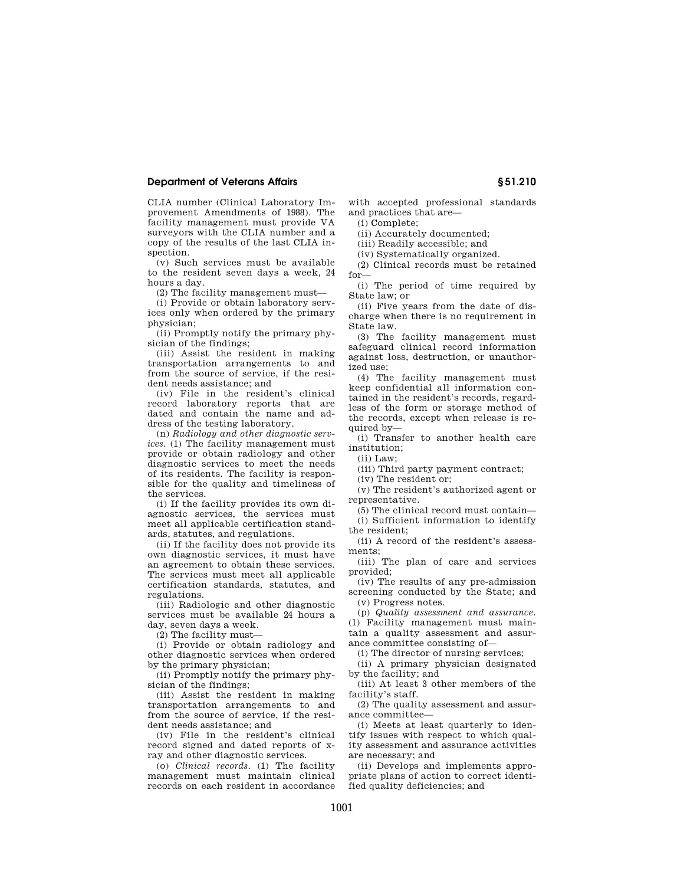CLIA number (Clinical Laboratory Improvement Amendments of 1988). The facility management must provide VA surveyors with the CLIA number and a copy of the results of the last CLIA inspection.

(v) Such services must be available to the resident seven days a week, 24 hours a day.

(2) The facility management must—

(i) Provide or obtain laboratory services only when ordered by the primary physician;

(ii) Promptly notify the primary physician of the findings;

(iii) Assist the resident in making transportation arrangements to and from the source of service, if the resident needs assistance; and

(iv) File in the resident's clinical record laboratory reports that are dated and contain the name and address of the testing laboratory.

(n) *Radiology and other diagnostic services.* (1) The facility management must provide or obtain radiology and other diagnostic services to meet the needs of its residents. The facility is responsible for the quality and timeliness of the services.

(i) If the facility provides its own diagnostic services, the services must meet all applicable certification standards, statutes, and regulations.

(ii) If the facility does not provide its own diagnostic services, it must have an agreement to obtain these services. The services must meet all applicable certification standards, statutes, and regulations.

(iii) Radiologic and other diagnostic services must be available 24 hours a day, seven days a week.

(2) The facility must—

(i) Provide or obtain radiology and other diagnostic services when ordered by the primary physician;

(ii) Promptly notify the primary physician of the findings;

(iii) Assist the resident in making transportation arrangements to and from the source of service, if the resident needs assistance; and

(iv) File in the resident's clinical record signed and dated reports of x-ray and other diagnostic services.

(o) *Clinical records.* (1) The facility management must maintain clinical records on each resident in accordance with accepted professional standards and practices that are—

(i) Complete;

(ii) Accurately documented;

(iii) Readily accessible; and

(iv) Systematically organized.

(2) Clinical records must be retained for—

(i) The period of time required by State law; or

(ii) Five years from the date of discharge when there is no requirement in State law.

(3) The facility management must safeguard clinical record information against loss, destruction, or unauthorized use;

(4) The facility management must keep confidential all information contained in the resident's records, regardless of the form or storage method of the records, except when release is required by—

(i) Transfer to another health care institution;

(ii) Law;

(iii) Third party payment contract;

(iv) The resident or;

(v) The resident's authorized agent or representative.

(5) The clinical record must contain—

(i) Sufficient information to identify the resident;

(ii) A record of the resident's assessments;

(iii) The plan of care and services provided;

(iv) The results of any pre-admission screening conducted by the State; and

(v) Progress notes.

(p) *Quality assessment and assurance.* (1) Facility management must maintain a quality assessment and assurance committee consisting of—

(i) The director of nursing services;

(ii) A primary physician designated by the facility; and

(iii) At least 3 other members of the facility's staff.

(2) The quality assessment and assurance committee—

(i) Meets at least quarterly to identify issues with respect to which quality assessment and assurance activities are necessary; and

(ii) Develops and implements appropriate plans of action to correct identified quality deficiencies; and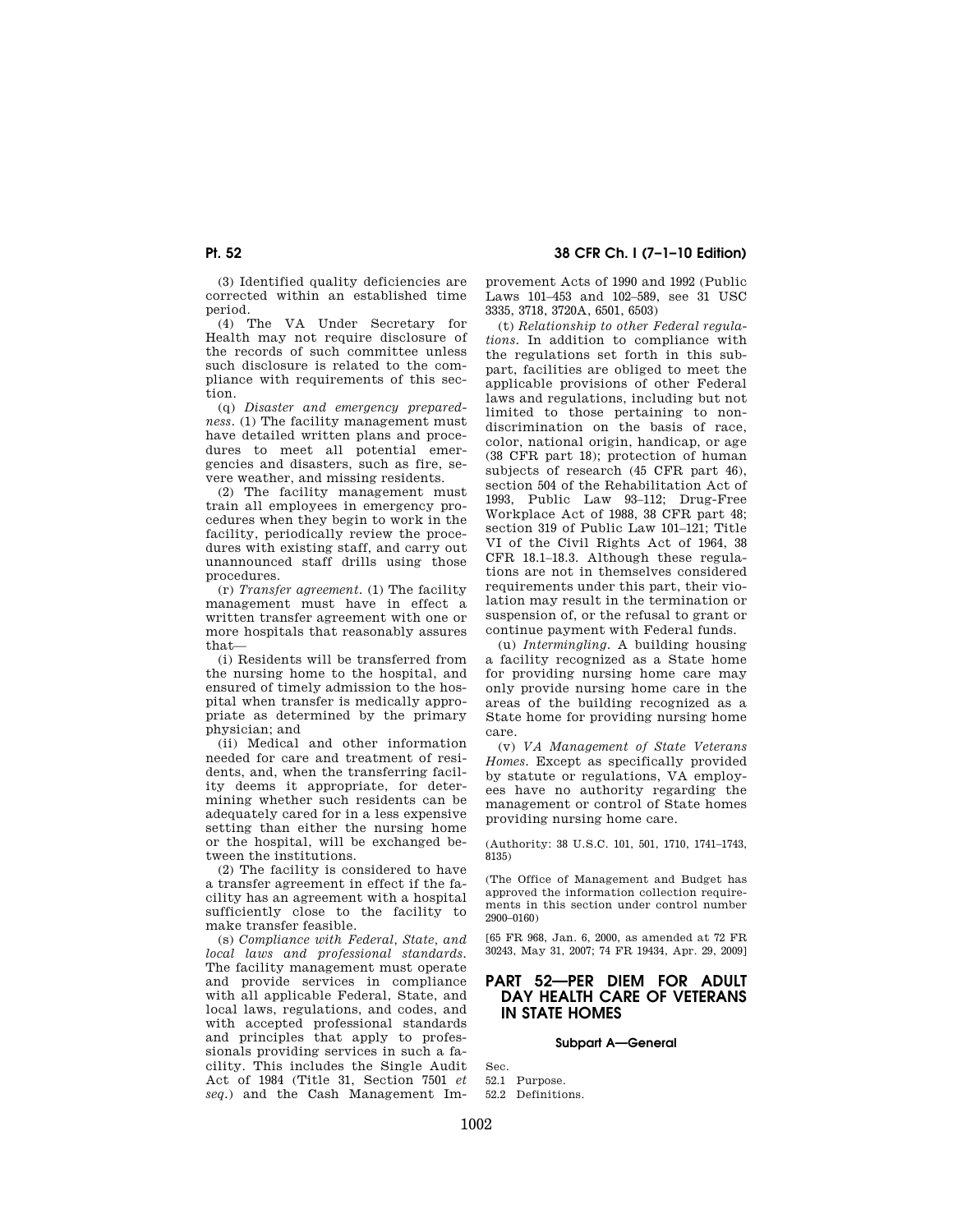(3) Identified quality deficiencies are corrected within an established time period.

(4) The VA Under Secretary for Health may not require disclosure of the records of such committee unless such disclosure is related to the compliance with requirements of this section.

(q) *Disaster and emergency preparedness.* (1) The facility management must have detailed written plans and procedures to meet all potential emergencies and disasters, such as fire, severe weather, and missing residents.

(2) The facility management must train all employees in emergency procedures when they begin to work in the facility, periodically review the procedures with existing staff, and carry out unannounced staff drills using those procedures.

(r) *Transfer agreement.* (1) The facility management must have in effect a written transfer agreement with one or more hospitals that reasonably assures that—

(i) Residents will be transferred from the nursing home to the hospital, and ensured of timely admission to the hospital when transfer is medically appropriate as determined by the primary physician; and

(ii) Medical and other information needed for care and treatment of residents, and, when the transferring facility deems it appropriate, for determining whether such residents can be adequately cared for in a less expensive setting than either the nursing home or the hospital, will be exchanged between the institutions.

(2) The facility is considered to have a transfer agreement in effect if the facility has an agreement with a hospital sufficiently close to the facility to make transfer feasible.

(s) *Compliance with Federal, State, and local laws and professional standards.* The facility management must operate and provide services in compliance with all applicable Federal, State, and local laws, regulations, and codes, and with accepted professional standards and principles that apply to professionals providing services in such a facility. This includes the Single Audit Act of 1984 (Title 31, Section 7501 *et seq.*) and the Cash Management Improvement Acts of 1990 and 1992 (Public Laws 101–453 and 102–589, see 31 USC 3335, 3718, 3720A, 6501, 6503)

(t) *Relationship to other Federal regulations.* In addition to compliance with the regulations set forth in this subpart, facilities are obliged to meet the applicable provisions of other Federal laws and regulations, including but not limited to those pertaining to nondiscrimination on the basis of race, color, national origin, handicap, or age (38 CFR part 18); protection of human subjects of research (45 CFR part 46), section 504 of the Rehabilitation Act of 1993, Public Law 93–112; Drug-Free Workplace Act of 1988, 38 CFR part 48; section 319 of Public Law 101–121; Title VI of the Civil Rights Act of 1964, 38 CFR 18.1–18.3. Although these regulations are not in themselves considered requirements under this part, their violation may result in the termination or suspension of, or the refusal to grant or continue payment with Federal funds.

(u) *Intermingling.* A building housing a facility recognized as a State home for providing nursing home care may only provide nursing home care in the areas of the building recognized as a State home for providing nursing home care.

(v) *VA Management of State Veterans Homes.* Except as specifically provided by statute or regulations, VA employees have no authority regarding the management or control of State homes providing nursing home care.

(Authority: 38 U.S.C. 101, 501, 1710, 1741–1743, 8135)

(The Office of Management and Budget has approved the information collection requirements in this section under control number 2900–0160)

[65 FR 968, Jan. 6, 2000, as amended at 72 FR 30243, May 31, 2007; 74 FR 19434, Apr. 29, 2009]

## PART 52—PER DIEM FOR ADULT DAY HEALTH CARE OF VETERANS IN STATE HOMES

### Subpart A—General

Sec.

52.1 Purpose.

52.2 Definitions.